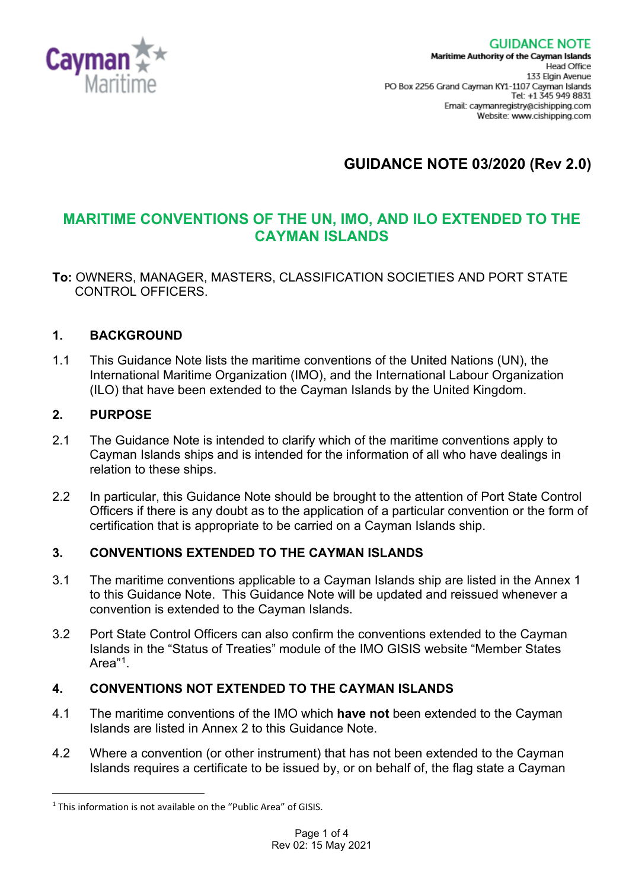GUIDANCE NOTE

**Maritime Authority of the Cayman Islands**
Head Office
133 Elgin Avenue
PO Box 2256 Grand Cayman KY1-1107 Cayman Islands
Tel: +1 345 949 8831
Email: caymanregistry@cishipping.com
Website: www.cishipping.com

# GUIDANCE NOTE 03/2020 (Rev 2.0)

## MARITIME CONVENTIONS OF THE UN, IMO, AND ILO EXTENDED TO THE CAYMAN ISLANDS

**To:** OWNERS, MANAGER, MASTERS, CLASSIFICATION SOCIETIES AND PORT STATE CONTROL OFFICERS.

### 1. BACKGROUND

1.1 This Guidance Note lists the maritime conventions of the United Nations (UN), the International Maritime Organization (IMO), and the International Labour Organization (ILO) that have been extended to the Cayman Islands by the United Kingdom.

### 2. PURPOSE

2.1 The Guidance Note is intended to clarify which of the maritime conventions apply to Cayman Islands ships and is intended for the information of all who have dealings in relation to these ships.

2.2 In particular, this Guidance Note should be brought to the attention of Port State Control Officers if there is any doubt as to the application of a particular convention or the form of certification that is appropriate to be carried on a Cayman Islands ship.

### 3. CONVENTIONS EXTENDED TO THE CAYMAN ISLANDS

3.1 The maritime conventions applicable to a Cayman Islands ship are listed in the Annex 1 to this Guidance Note. This Guidance Note will be updated and reissued whenever a convention is extended to the Cayman Islands.

3.2 Port State Control Officers can also confirm the conventions extended to the Cayman Islands in the "Status of Treaties" module of the IMO GISIS website "Member States Area"[1].

### 4. CONVENTIONS NOT EXTENDED TO THE CAYMAN ISLANDS

4.1 The maritime conventions of the IMO which **have not** been extended to the Cayman Islands are listed in Annex 2 to this Guidance Note.

4.2 Where a convention (or other instrument) that has not been extended to the Cayman Islands requires a certificate to be issued by, or on behalf of, the flag state a Cayman

[1] This information is not available on the "Public Area" of GISIS.

Rev 02: 15 May 2021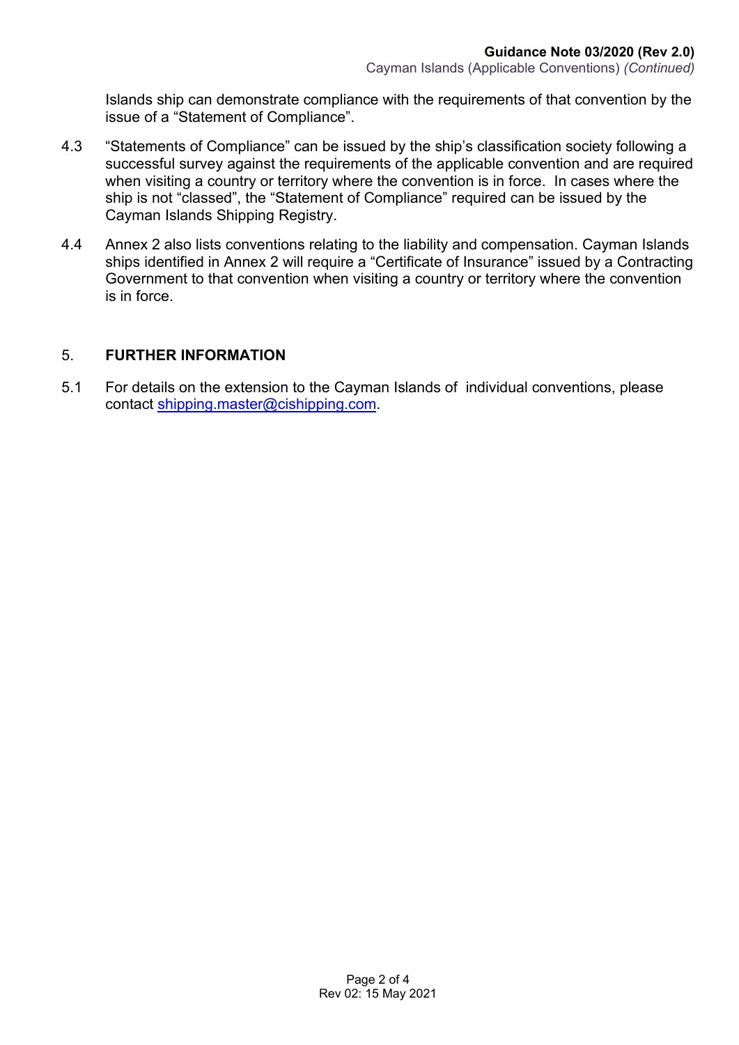Islands ship can demonstrate compliance with the requirements of that convention by the issue of a “Statement of Compliance”.

4.3 “Statements of Compliance” can be issued by the ship’s classification society following a successful survey against the requirements of the applicable convention and are required when visiting a country or territory where the convention is in force. In cases where the ship is not “classed”, the “Statement of Compliance” required can be issued by the Cayman Islands Shipping Registry.

4.4 Annex 2 also lists conventions relating to the liability and compensation. Cayman Islands ships identified in Annex 2 will require a “Certificate of Insurance” issued by a Contracting Government to that convention when visiting a country or territory where the convention is in force.

## 5. FURTHER INFORMATION

5.1 For details on the extension to the Cayman Islands of individual conventions, please contact shipping.master@cishipping.com.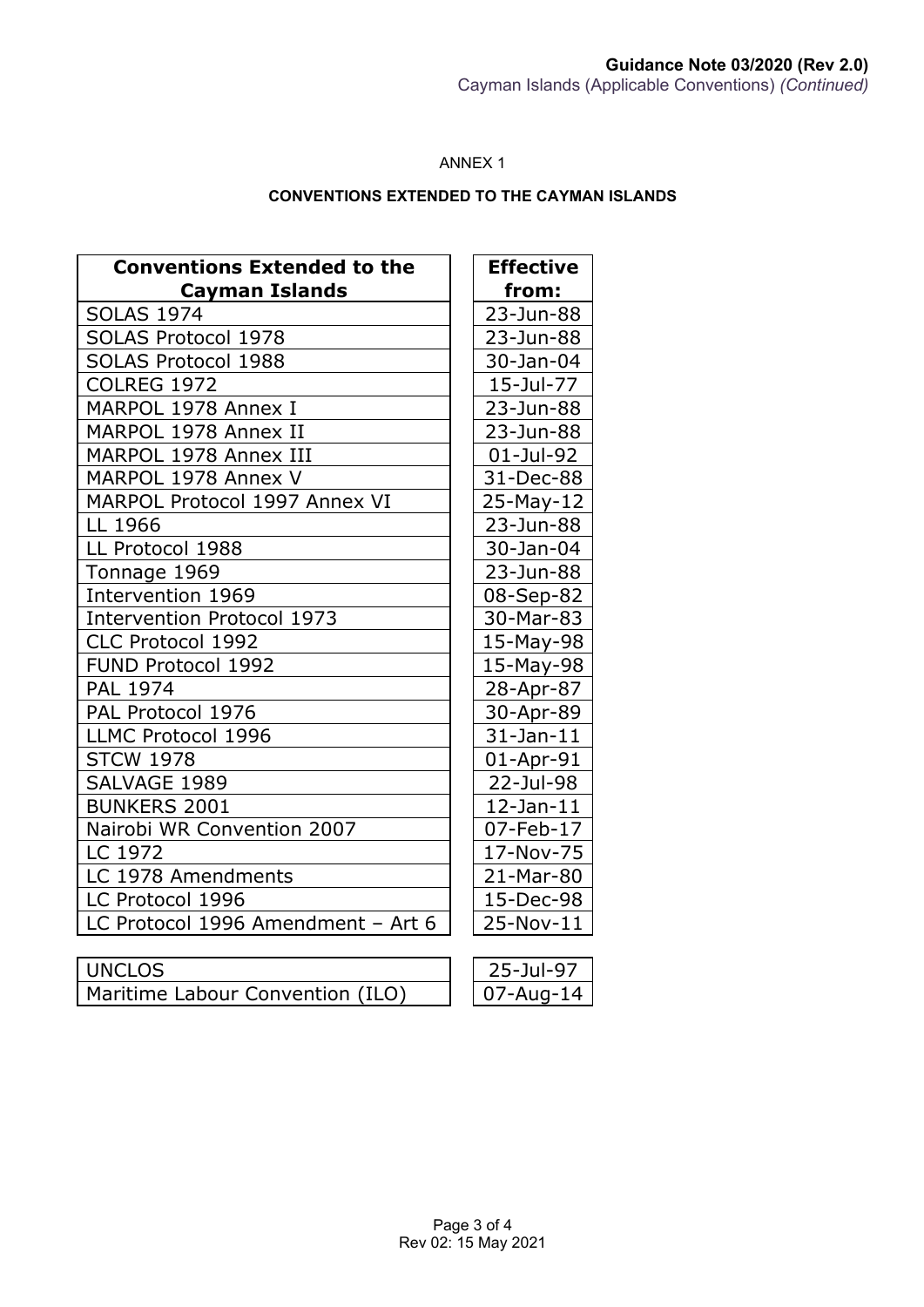ANNEX 1

**CONVENTIONS EXTENDED TO THE CAYMAN ISLANDS**

| Conventions Extended to the Cayman Islands | Effective from: |
|---|---|
| SOLAS 1974 | 23-Jun-88 |
| SOLAS Protocol 1978 | 23-Jun-88 |
| SOLAS Protocol 1988 | 30-Jan-04 |
| COLREG 1972 | 15-Jul-77 |
| MARPOL 1978 Annex I | 23-Jun-88 |
| MARPOL 1978 Annex II | 23-Jun-88 |
| MARPOL 1978 Annex III | 01-Jul-92 |
| MARPOL 1978 Annex V | 31-Dec-88 |
| MARPOL Protocol 1997 Annex VI | 25-May-12 |
| LL 1966 | 23-Jun-88 |
| LL Protocol 1988 | 30-Jan-04 |
| Tonnage 1969 | 23-Jun-88 |
| Intervention 1969 | 08-Sep-82 |
| Intervention Protocol 1973 | 30-Mar-83 |
| CLC Protocol 1992 | 15-May-98 |
| FUND Protocol 1992 | 15-May-98 |
| PAL 1974 | 28-Apr-87 |
| PAL Protocol 1976 | 30-Apr-89 |
| LLMC Protocol 1996 | 31-Jan-11 |
| STCW 1978 | 01-Apr-91 |
| SALVAGE 1989 | 22-Jul-98 |
| BUNKERS 2001 | 12-Jan-11 |
| Nairobi WR Convention 2007 | 07-Feb-17 |
| LC 1972 | 17-Nov-75 |
| LC 1978 Amendments | 21-Mar-80 |
| LC Protocol 1996 | 15-Dec-98 |
| LC Protocol 1996 Amendment – Art 6 | 25-Nov-11 |

| | |
|---|---|
| UNCLOS | 25-Jul-97 |
| Maritime Labour Convention (ILO) | 07-Aug-14 |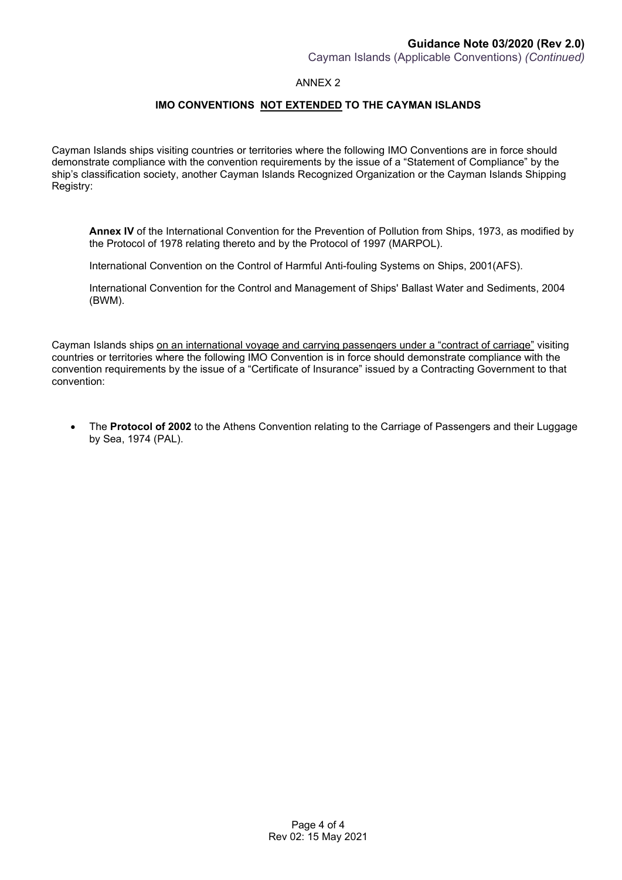## ANNEX 2

### IMO CONVENTIONS NOT EXTENDED TO THE CAYMAN ISLANDS

Cayman Islands ships visiting countries or territories where the following IMO Conventions are in force should demonstrate compliance with the convention requirements by the issue of a "Statement of Compliance" by the ship's classification society, another Cayman Islands Recognized Organization or the Cayman Islands Shipping Registry:

**Annex IV** of the International Convention for the Prevention of Pollution from Ships, 1973, as modified by the Protocol of 1978 relating thereto and by the Protocol of 1997 (MARPOL).

International Convention on the Control of Harmful Anti-fouling Systems on Ships, 2001(AFS).

International Convention for the Control and Management of Ships' Ballast Water and Sediments, 2004 (BWM).

Cayman Islands ships on an international voyage and carrying passengers under a "contract of carriage" visiting countries or territories where the following IMO Convention is in force should demonstrate compliance with the convention requirements by the issue of a "Certificate of Insurance" issued by a Contracting Government to that convention:

- The **Protocol of 2002** to the Athens Convention relating to the Carriage of Passengers and their Luggage by Sea, 1974 (PAL).